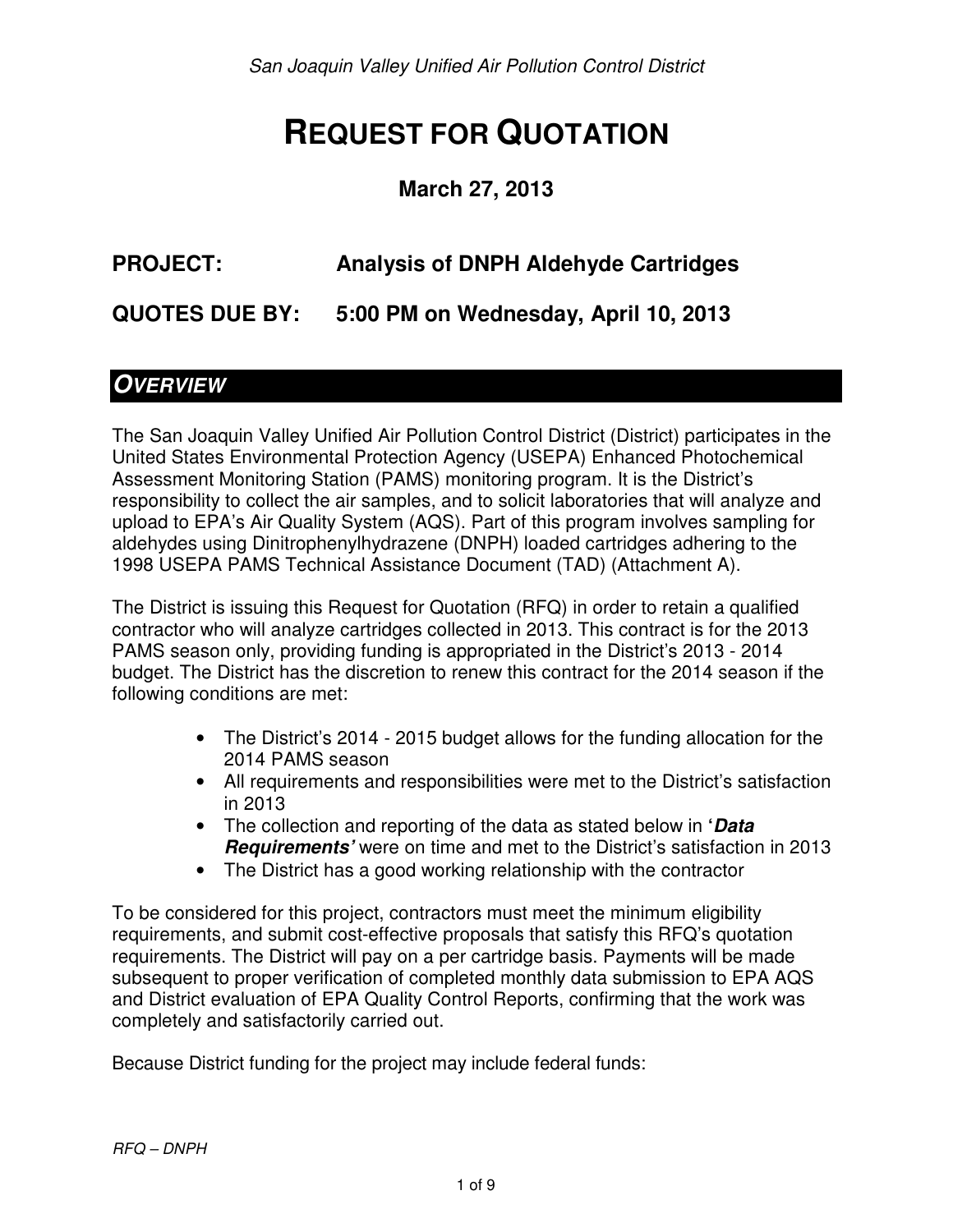# REQUEST FOR QUOTATION

**March 27, 2013**

**PROJECT: Analysis of DNPH Aldehyde Cartridges**

**QUOTES DUE BY: 5:00 PM on Wednesday, April 10, 2013**

## *OVERVIEW*

The San Joaquin Valley Unified Air Pollution Control District (District) participates in the United States Environmental Protection Agency (USEPA) Enhanced Photochemical Assessment Monitoring Station (PAMS) monitoring program. It is the District's responsibility to collect the air samples, and to solicit laboratories that will analyze and upload to EPA's Air Quality System (AQS). Part of this program involves sampling for aldehydes using Dinitrophenylhydrazene (DNPH) loaded cartridges adhering to the 1998 USEPA PAMS Technical Assistance Document (TAD) (Attachment A).

The District is issuing this Request for Quotation (RFQ) in order to retain a qualified contractor who will analyze cartridges collected in 2013. This contract is for the 2013 PAMS season only, providing funding is appropriated in the District's 2013 - 2014 budget. The District has the discretion to renew this contract for the 2014 season if the following conditions are met:

- The District's 2014 - 2015 budget allows for the funding allocation for the 2014 PAMS season
- All requirements and responsibilities were met to the District's satisfaction in 2013
- The collection and reporting of the data as stated below in '***Data Requirements***' were on time and met to the District's satisfaction in 2013
- The District has a good working relationship with the contractor

To be considered for this project, contractors must meet the minimum eligibility requirements, and submit cost-effective proposals that satisfy this RFQ's quotation requirements. The District will pay on a per cartridge basis. Payments will be made subsequent to proper verification of completed monthly data submission to EPA AQS and District evaluation of EPA Quality Control Reports, confirming that the work was completely and satisfactorily carried out.

Because District funding for the project may include federal funds: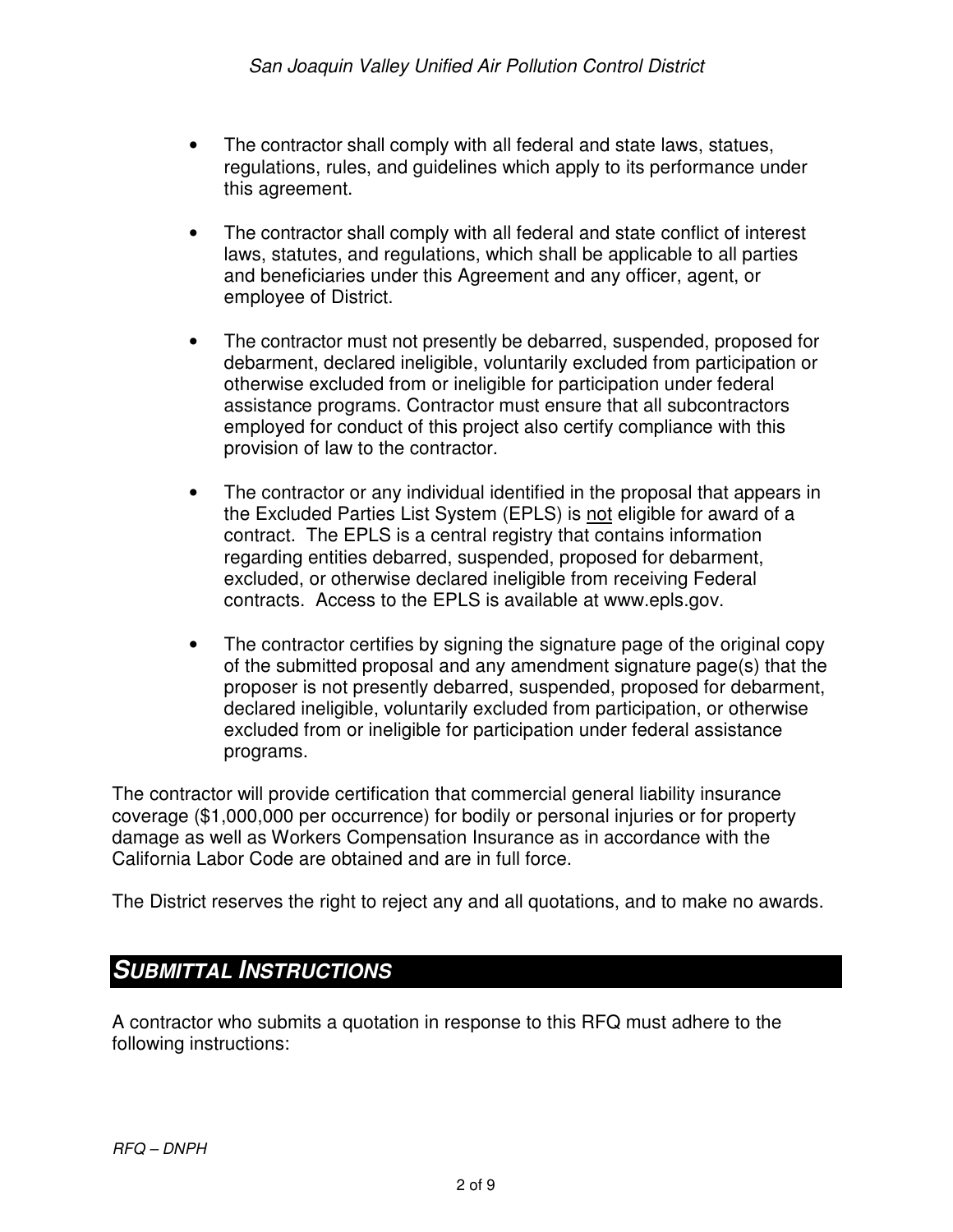- The contractor shall comply with all federal and state laws, statues, regulations, rules, and guidelines which apply to its performance under this agreement.

- The contractor shall comply with all federal and state conflict of interest laws, statutes, and regulations, which shall be applicable to all parties and beneficiaries under this Agreement and any officer, agent, or employee of District.

- The contractor must not presently be debarred, suspended, proposed for debarment, declared ineligible, voluntarily excluded from participation or otherwise excluded from or ineligible for participation under federal assistance programs. Contractor must ensure that all subcontractors employed for conduct of this project also certify compliance with this provision of law to the contractor.

- The contractor or any individual identified in the proposal that appears in the Excluded Parties List System (EPLS) is <u>not</u> eligible for award of a contract. The EPLS is a central registry that contains information regarding entities debarred, suspended, proposed for debarment, excluded, or otherwise declared ineligible from receiving Federal contracts. Access to the EPLS is available at www.epls.gov.

- The contractor certifies by signing the signature page of the original copy of the submitted proposal and any amendment signature page(s) that the proposer is not presently debarred, suspended, proposed for debarment, declared ineligible, voluntarily excluded from participation, or otherwise excluded from or ineligible for participation under federal assistance programs.

The contractor will provide certification that commercial general liability insurance coverage ($1,000,000 per occurrence) for bodily or personal injuries or for property damage as well as Workers Compensation Insurance as in accordance with the California Labor Code are obtained and are in full force.

The District reserves the right to reject any and all quotations, and to make no awards.

## ***SUBMITTAL INSTRUCTIONS***

A contractor who submits a quotation in response to this RFQ must adhere to the following instructions: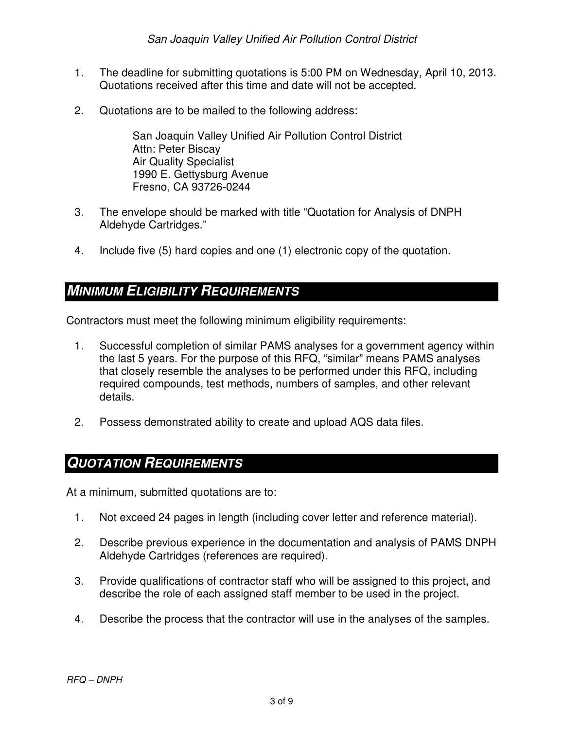1. The deadline for submitting quotations is 5:00 PM on Wednesday, April 10, 2013. Quotations received after this time and date will not be accepted.

2. Quotations are to be mailed to the following address:

   San Joaquin Valley Unified Air Pollution Control District
   Attn: Peter Biscay
   Air Quality Specialist
   1990 E. Gettysburg Avenue
   Fresno, CA 93726-0244

3. The envelope should be marked with title “Quotation for Analysis of DNPH Aldehyde Cartridges.”

4. Include five (5) hard copies and one (1) electronic copy of the quotation.

## MINIMUM ELIGIBILITY REQUIREMENTS

Contractors must meet the following minimum eligibility requirements:

1. Successful completion of similar PAMS analyses for a government agency within the last 5 years. For the purpose of this RFQ, “similar” means PAMS analyses that closely resemble the analyses to be performed under this RFQ, including required compounds, test methods, numbers of samples, and other relevant details.

2. Possess demonstrated ability to create and upload AQS data files.

## QUOTATION REQUIREMENTS

At a minimum, submitted quotations are to:

1. Not exceed 24 pages in length (including cover letter and reference material).

2. Describe previous experience in the documentation and analysis of PAMS DNPH Aldehyde Cartridges (references are required).

3. Provide qualifications of contractor staff who will be assigned to this project, and describe the role of each assigned staff member to be used in the project.

4. Describe the process that the contractor will use in the analyses of the samples.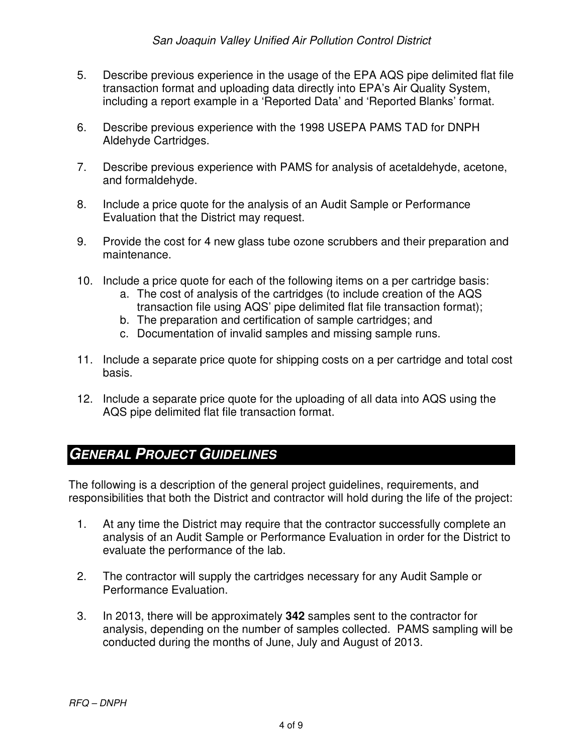5. Describe previous experience in the usage of the EPA AQS pipe delimited flat file transaction format and uploading data directly into EPA's Air Quality System, including a report example in a 'Reported Data' and 'Reported Blanks' format.

6. Describe previous experience with the 1998 USEPA PAMS TAD for DNPH Aldehyde Cartridges.

7. Describe previous experience with PAMS for analysis of acetaldehyde, acetone, and formaldehyde.

8. Include a price quote for the analysis of an Audit Sample or Performance Evaluation that the District may request.

9. Provide the cost for 4 new glass tube ozone scrubbers and their preparation and maintenance.

10. Include a price quote for each of the following items on a per cartridge basis:
    a. The cost of analysis of the cartridges (to include creation of the AQS transaction file using AQS' pipe delimited flat file transaction format);
    b. The preparation and certification of sample cartridges; and
    c. Documentation of invalid samples and missing sample runs.

11. Include a separate price quote for shipping costs on a per cartridge and total cost basis.

12. Include a separate price quote for the uploading of all data into AQS using the AQS pipe delimited flat file transaction format.

## *GENERAL PROJECT GUIDELINES*

The following is a description of the general project guidelines, requirements, and responsibilities that both the District and contractor will hold during the life of the project:

1. At any time the District may require that the contractor successfully complete an analysis of an Audit Sample or Performance Evaluation in order for the District to evaluate the performance of the lab.

2. The contractor will supply the cartridges necessary for any Audit Sample or Performance Evaluation.

3. In 2013, there will be approximately **342** samples sent to the contractor for analysis, depending on the number of samples collected. PAMS sampling will be conducted during the months of June, July and August of 2013.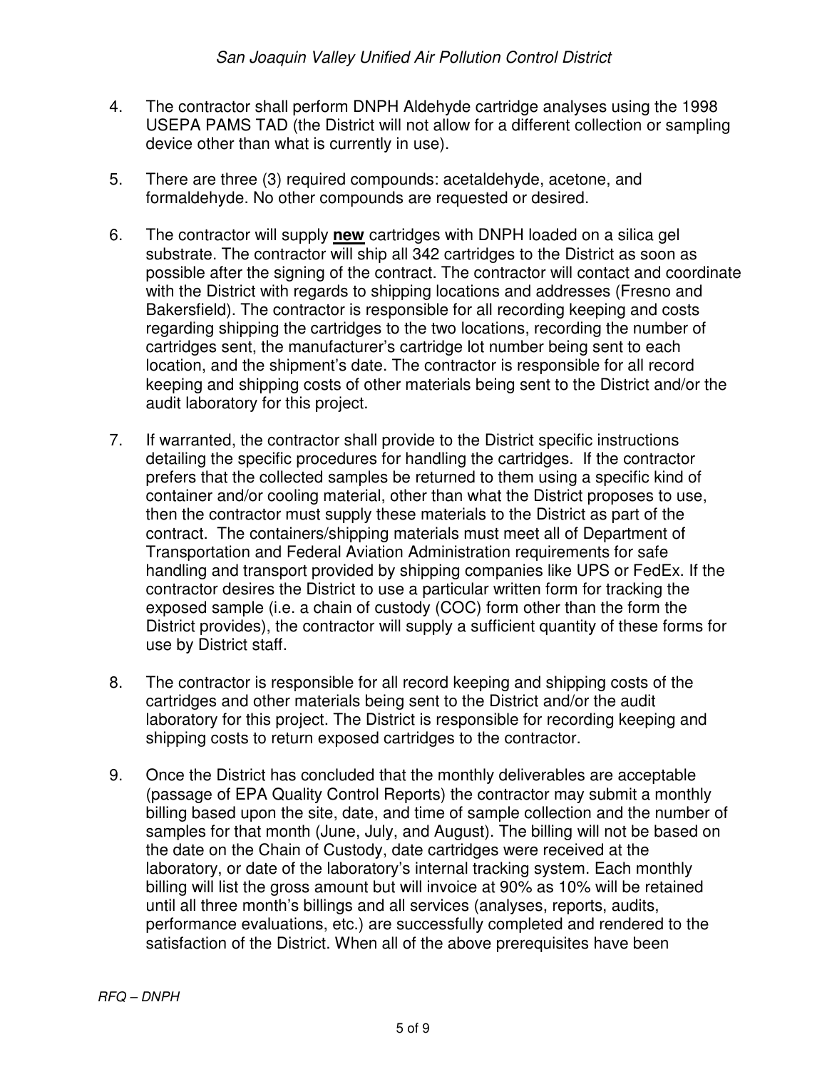4. The contractor shall perform DNPH Aldehyde cartridge analyses using the 1998 USEPA PAMS TAD (the District will not allow for a different collection or sampling device other than what is currently in use).

5. There are three (3) required compounds: acetaldehyde, acetone, and formaldehyde. No other compounds are requested or desired.

6. The contractor will supply **new** cartridges with DNPH loaded on a silica gel substrate. The contractor will ship all 342 cartridges to the District as soon as possible after the signing of the contract. The contractor will contact and coordinate with the District with regards to shipping locations and addresses (Fresno and Bakersfield). The contractor is responsible for all recording keeping and costs regarding shipping the cartridges to the two locations, recording the number of cartridges sent, the manufacturer's cartridge lot number being sent to each location, and the shipment's date. The contractor is responsible for all record keeping and shipping costs of other materials being sent to the District and/or the audit laboratory for this project.

7. If warranted, the contractor shall provide to the District specific instructions detailing the specific procedures for handling the cartridges. If the contractor prefers that the collected samples be returned to them using a specific kind of container and/or cooling material, other than what the District proposes to use, then the contractor must supply these materials to the District as part of the contract. The containers/shipping materials must meet all of Department of Transportation and Federal Aviation Administration requirements for safe handling and transport provided by shipping companies like UPS or FedEx. If the contractor desires the District to use a particular written form for tracking the exposed sample (i.e. a chain of custody (COC) form other than the form the District provides), the contractor will supply a sufficient quantity of these forms for use by District staff.

8. The contractor is responsible for all record keeping and shipping costs of the cartridges and other materials being sent to the District and/or the audit laboratory for this project. The District is responsible for recording keeping and shipping costs to return exposed cartridges to the contractor.

9. Once the District has concluded that the monthly deliverables are acceptable (passage of EPA Quality Control Reports) the contractor may submit a monthly billing based upon the site, date, and time of sample collection and the number of samples for that month (June, July, and August). The billing will not be based on the date on the Chain of Custody, date cartridges were received at the laboratory, or date of the laboratory's internal tracking system. Each monthly billing will list the gross amount but will invoice at 90% as 10% will be retained until all three month's billings and all services (analyses, reports, audits, performance evaluations, etc.) are successfully completed and rendered to the satisfaction of the District. When all of the above prerequisites have been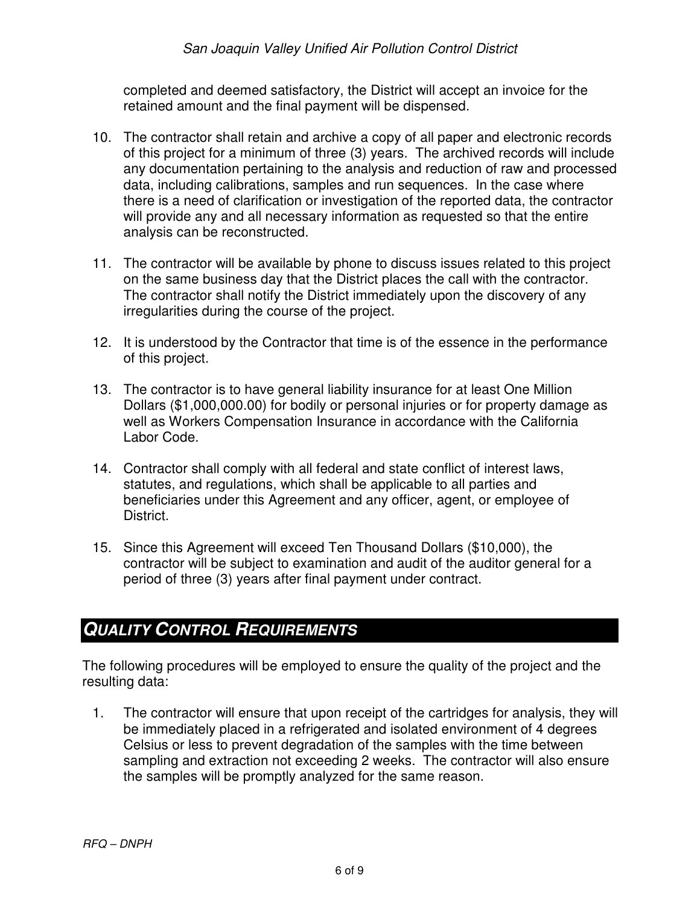completed and deemed satisfactory, the District will accept an invoice for the retained amount and the final payment will be dispensed.

10. The contractor shall retain and archive a copy of all paper and electronic records of this project for a minimum of three (3) years. The archived records will include any documentation pertaining to the analysis and reduction of raw and processed data, including calibrations, samples and run sequences. In the case where there is a need of clarification or investigation of the reported data, the contractor will provide any and all necessary information as requested so that the entire analysis can be reconstructed.

11. The contractor will be available by phone to discuss issues related to this project on the same business day that the District places the call with the contractor. The contractor shall notify the District immediately upon the discovery of any irregularities during the course of the project.

12. It is understood by the Contractor that time is of the essence in the performance of this project.

13. The contractor is to have general liability insurance for at least One Million Dollars ($1,000,000.00) for bodily or personal injuries or for property damage as well as Workers Compensation Insurance in accordance with the California Labor Code.

14. Contractor shall comply with all federal and state conflict of interest laws, statutes, and regulations, which shall be applicable to all parties and beneficiaries under this Agreement and any officer, agent, or employee of District.

15. Since this Agreement will exceed Ten Thousand Dollars ($10,000), the contractor will be subject to examination and audit of the auditor general for a period of three (3) years after final payment under contract.

## QUALITY CONTROL REQUIREMENTS

The following procedures will be employed to ensure the quality of the project and the resulting data:

1. The contractor will ensure that upon receipt of the cartridges for analysis, they will be immediately placed in a refrigerated and isolated environment of 4 degrees Celsius or less to prevent degradation of the samples with the time between sampling and extraction not exceeding 2 weeks. The contractor will also ensure the samples will be promptly analyzed for the same reason.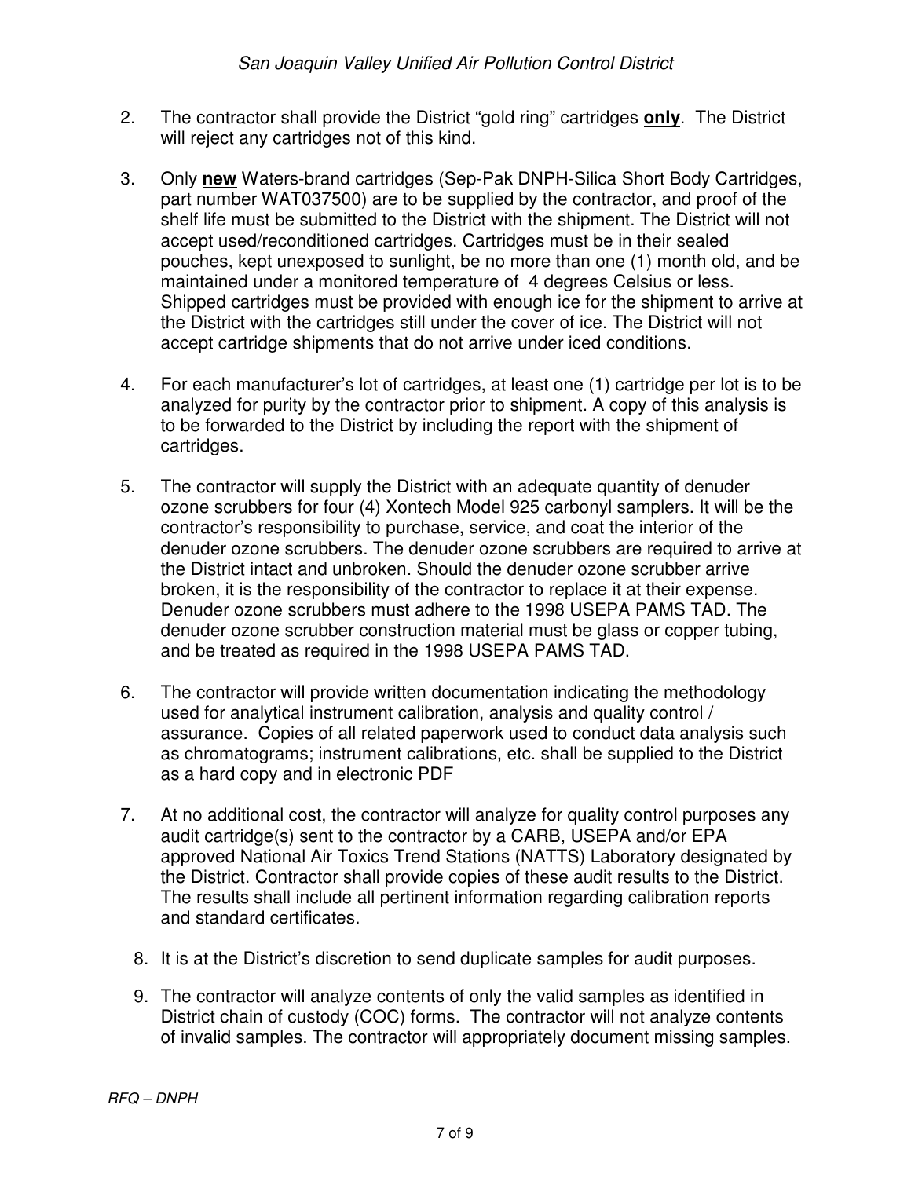2. The contractor shall provide the District “gold ring” cartridges **only**. The District will reject any cartridges not of this kind.

3. Only **new** Waters-brand cartridges (Sep-Pak DNPH-Silica Short Body Cartridges, part number WAT037500) are to be supplied by the contractor, and proof of the shelf life must be submitted to the District with the shipment. The District will not accept used/reconditioned cartridges. Cartridges must be in their sealed pouches, kept unexposed to sunlight, be no more than one (1) month old, and be maintained under a monitored temperature of 4 degrees Celsius or less. Shipped cartridges must be provided with enough ice for the shipment to arrive at the District with the cartridges still under the cover of ice. The District will not accept cartridge shipments that do not arrive under iced conditions.

4. For each manufacturer's lot of cartridges, at least one (1) cartridge per lot is to be analyzed for purity by the contractor prior to shipment. A copy of this analysis is to be forwarded to the District by including the report with the shipment of cartridges.

5. The contractor will supply the District with an adequate quantity of denuder ozone scrubbers for four (4) Xontech Model 925 carbonyl samplers. It will be the contractor's responsibility to purchase, service, and coat the interior of the denuder ozone scrubbers. The denuder ozone scrubbers are required to arrive at the District intact and unbroken. Should the denuder ozone scrubber arrive broken, it is the responsibility of the contractor to replace it at their expense. Denuder ozone scrubbers must adhere to the 1998 USEPA PAMS TAD. The denuder ozone scrubber construction material must be glass or copper tubing, and be treated as required in the 1998 USEPA PAMS TAD.

6. The contractor will provide written documentation indicating the methodology used for analytical instrument calibration, analysis and quality control / assurance. Copies of all related paperwork used to conduct data analysis such as chromatograms; instrument calibrations, etc. shall be supplied to the District as a hard copy and in electronic PDF

7. At no additional cost, the contractor will analyze for quality control purposes any audit cartridge(s) sent to the contractor by a CARB, USEPA and/or EPA approved National Air Toxics Trend Stations (NATTS) Laboratory designated by the District. Contractor shall provide copies of these audit results to the District. The results shall include all pertinent information regarding calibration reports and standard certificates.

8. It is at the District's discretion to send duplicate samples for audit purposes.

9. The contractor will analyze contents of only the valid samples as identified in District chain of custody (COC) forms. The contractor will not analyze contents of invalid samples. The contractor will appropriately document missing samples.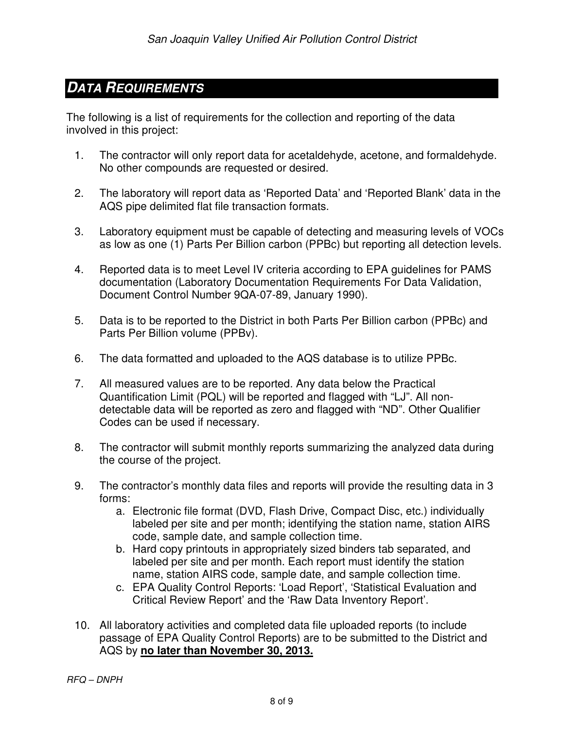## DATA REQUIREMENTS

The following is a list of requirements for the collection and reporting of the data involved in this project:

1. The contractor will only report data for acetaldehyde, acetone, and formaldehyde. No other compounds are requested or desired.
2. The laboratory will report data as 'Reported Data' and 'Reported Blank' data in the AQS pipe delimited flat file transaction formats.
3. Laboratory equipment must be capable of detecting and measuring levels of VOCs as low as one (1) Parts Per Billion carbon (PPBc) but reporting all detection levels.
4. Reported data is to meet Level IV criteria according to EPA guidelines for PAMS documentation (Laboratory Documentation Requirements For Data Validation, Document Control Number 9QA-07-89, January 1990).
5. Data is to be reported to the District in both Parts Per Billion carbon (PPBc) and Parts Per Billion volume (PPBv).
6. The data formatted and uploaded to the AQS database is to utilize PPBc.
7. All measured values are to be reported. Any data below the Practical Quantification Limit (PQL) will be reported and flagged with "LJ". All non-detectable data will be reported as zero and flagged with "ND". Other Qualifier Codes can be used if necessary.
8. The contractor will submit monthly reports summarizing the analyzed data during the course of the project.
9. The contractor's monthly data files and reports will provide the resulting data in 3 forms:
   a. Electronic file format (DVD, Flash Drive, Compact Disc, etc.) individually labeled per site and per month; identifying the station name, station AIRS code, sample date, and sample collection time.
   b. Hard copy printouts in appropriately sized binders tab separated, and labeled per site and per month. Each report must identify the station name, station AIRS code, sample date, and sample collection time.
   c. EPA Quality Control Reports: 'Load Report', 'Statistical Evaluation and Critical Review Report' and the 'Raw Data Inventory Report'.
10. All laboratory activities and completed data file uploaded reports (to include passage of EPA Quality Control Reports) are to be submitted to the District and AQS by **no later than November 30, 2013.**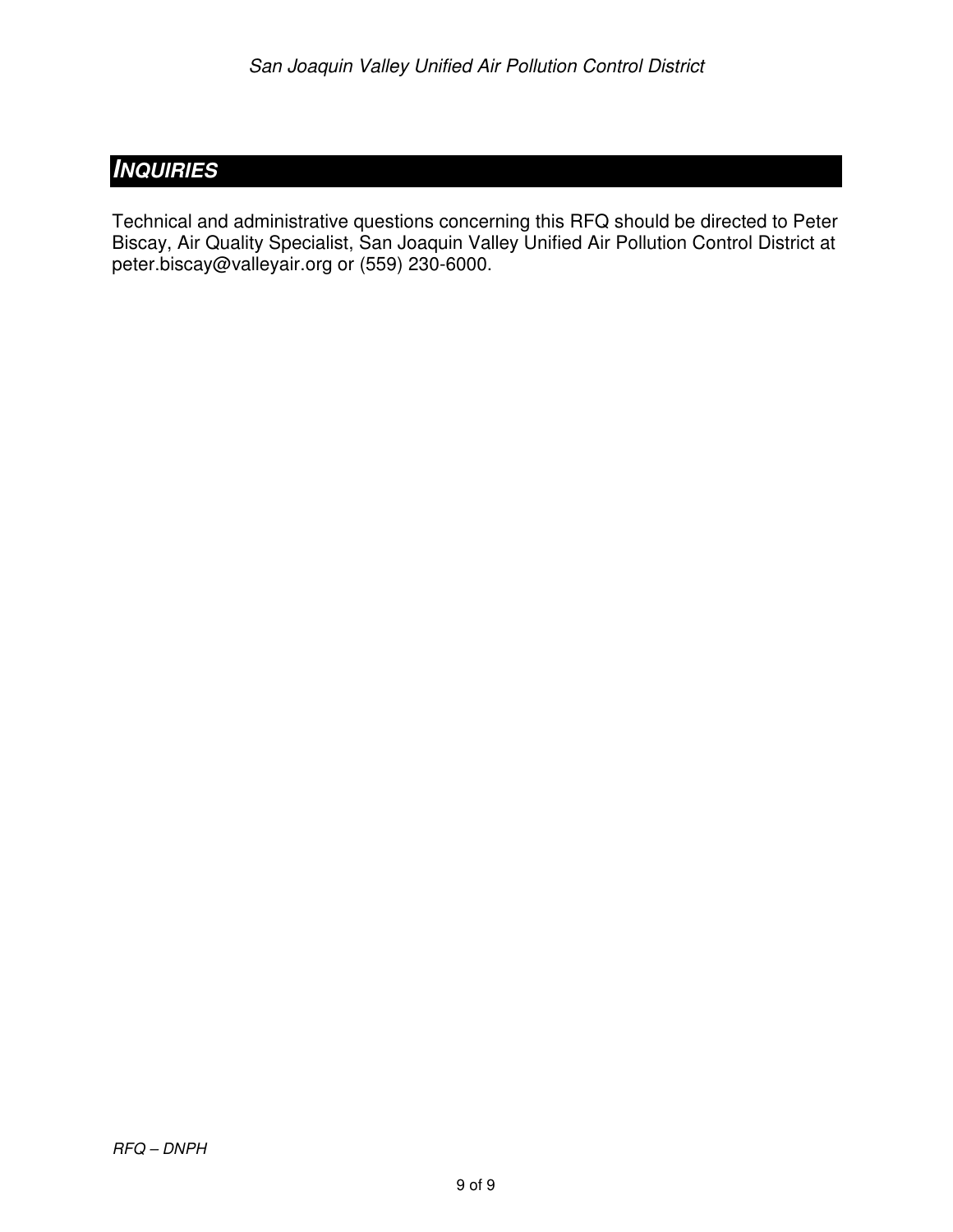## *INQUIRIES*

Technical and administrative questions concerning this RFQ should be directed to Peter Biscay, Air Quality Specialist, San Joaquin Valley Unified Air Pollution Control District at peter.biscay@valleyair.org or (559) 230-6000.